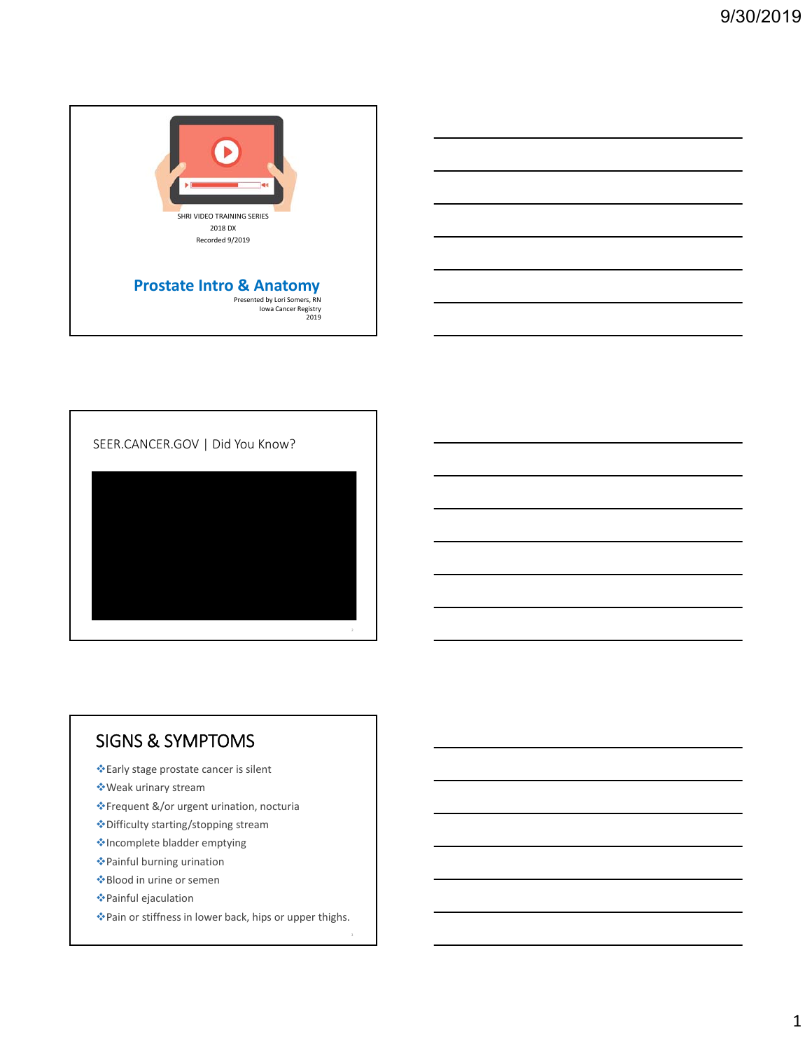SHRI VIDEO TRAINING SERIES

2018 DX

Recorded 9/2019

## Prostate Intro & Anatomy

Presented by Lori Somers, RN

Iowa Cancer Registry

2019

---

SEER.CANCER.GOV | Did You Know?

---

## SIGNS & SYMPTOMS

- Early stage prostate cancer is silent
- Weak urinary stream
- Frequent &/or urgent urination, nocturia
- Difficulty starting/stopping stream
- Incomplete bladder emptying
- Painful burning urination
- Blood in urine or semen
- Painful ejaculation
- Pain or stiffness in lower back, hips or upper thighs.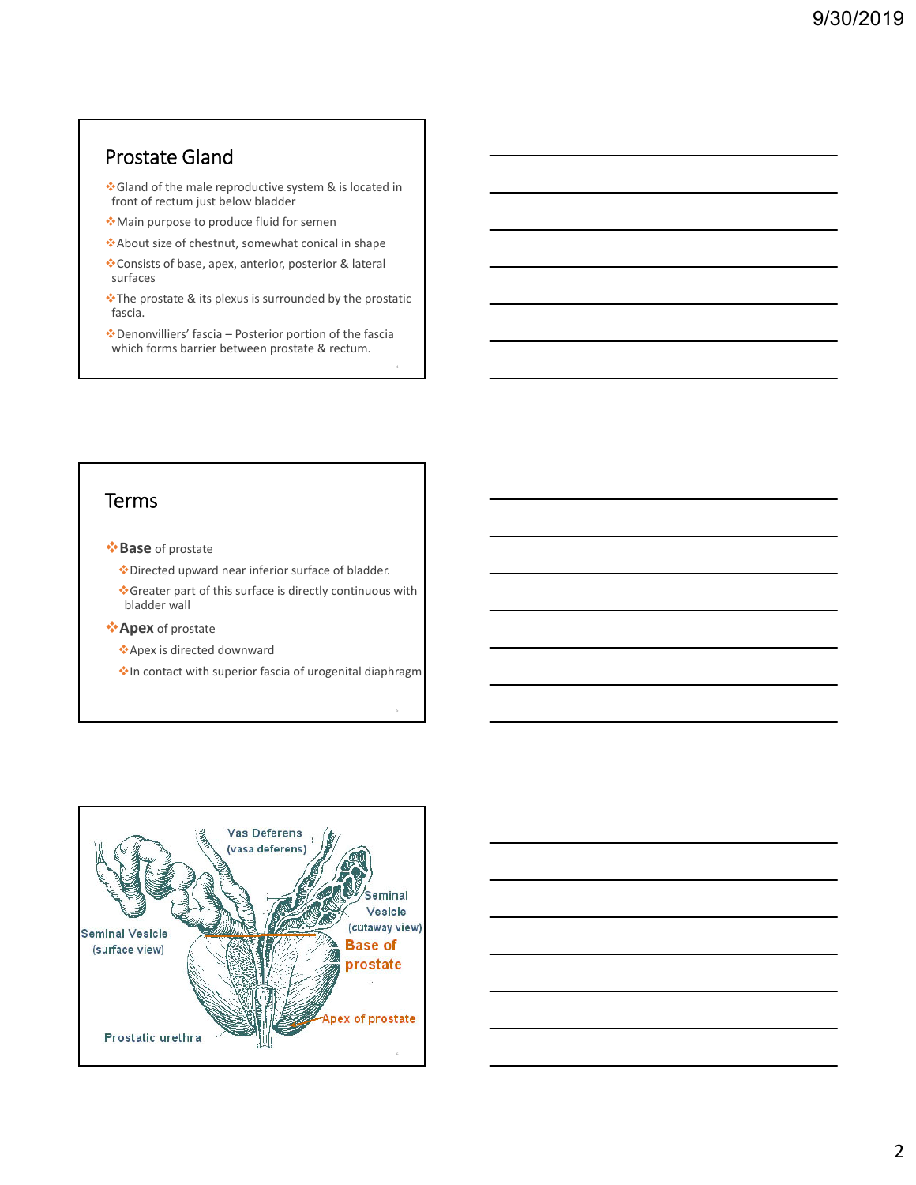## Prostate Gland

- Gland of the male reproductive system & is located in front of rectum just below bladder
- Main purpose to produce fluid for semen
- About size of chestnut, somewhat conical in shape
- Consists of base, apex, anterior, posterior & lateral surfaces
- The prostate & its plexus is surrounded by the prostatic fascia.
- Denonvilliers' fascia – Posterior portion of the fascia which forms barrier between prostate & rectum.

## Terms

- **Base** of prostate
  - Directed upward near inferior surface of bladder.
  - Greater part of this surface is directly continuous with bladder wall
- **Apex** of prostate
  - Apex is directed downward
  - In contact with superior fascia of urogenital diaphragm

Vas Deferens (vasa deferens)

Seminal Vesicle (cutaway view)

Seminal Vesicle (surface view)

Base of prostate

Apex of prostate

Prostatic urethra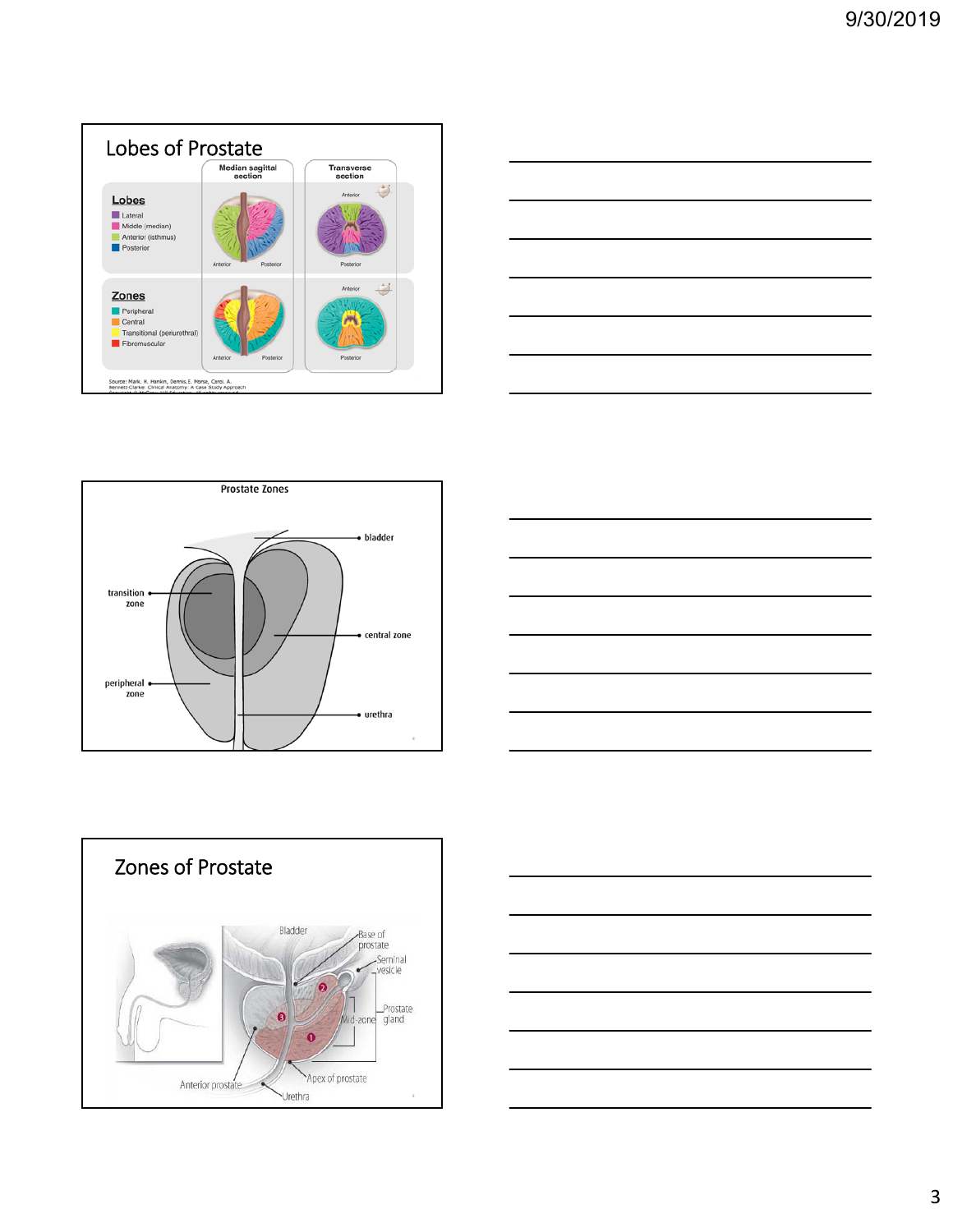## Lobes of Prostate

Median sagittal section | Transverse section

**Lobes**
- Lateral
- Middle (median)
- Anterior (isthmus)
- Posterior

**Zones**
- Peripheral
- Central
- Transitional (periurethral)
- Fibromuscular

Anterior Posterior

Source: Mark. H. Hankin, Dennis E. Morse, Carol A. Bennett-Clarke: Clinical Anatomy: A Case Study Approach

## Prostate Zones

bladder

transition zone

central zone

peripheral zone

urethra

## Zones of Prostate

Bladder

Base of prostate

Seminal vesicle

Prostate gland

Mid-zone

Apex of prostate

Anterior prostate

Urethra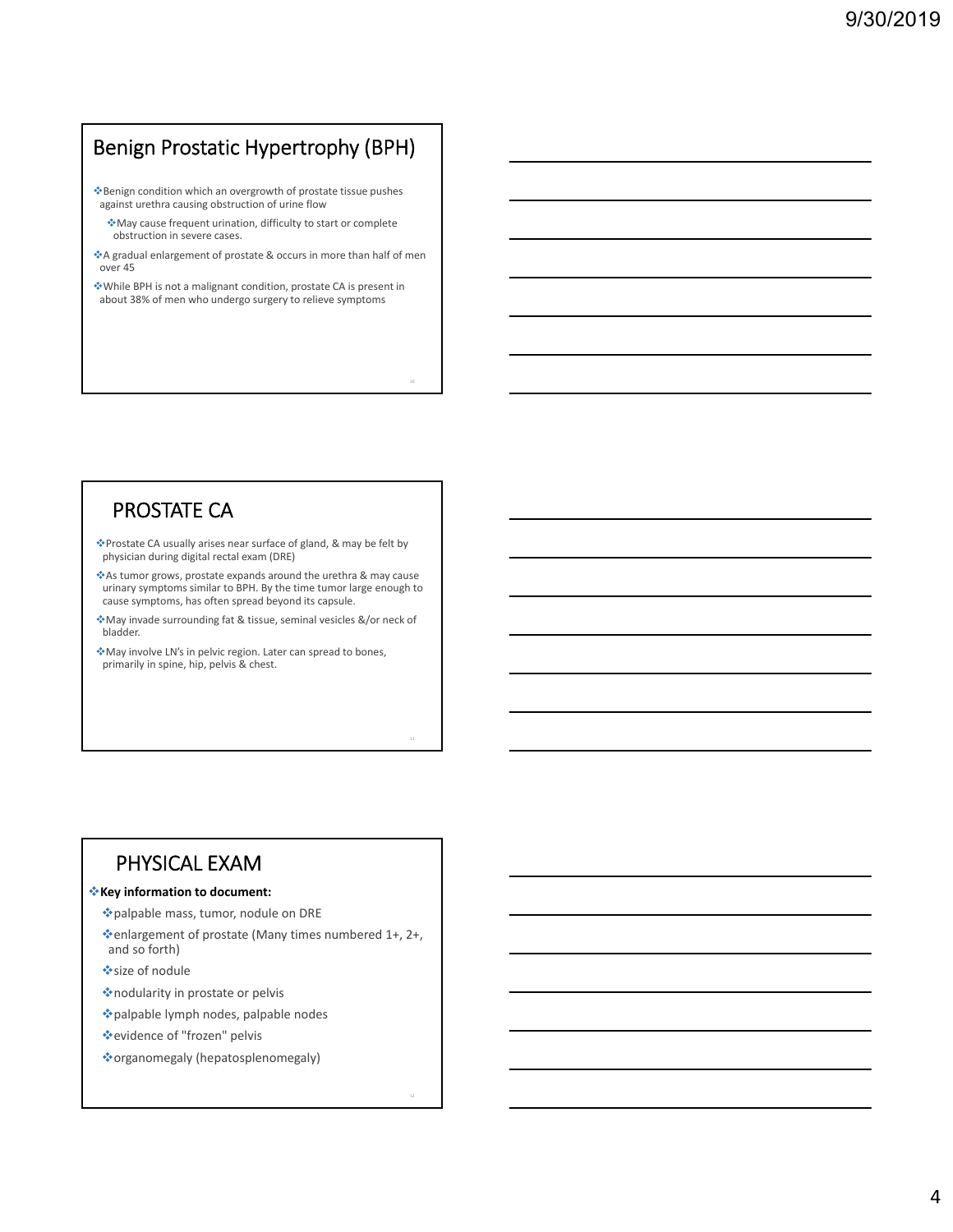## Benign Prostatic Hypertrophy (BPH)

- Benign condition which an overgrowth of prostate tissue pushes against urethra causing obstruction of urine flow
  - May cause frequent urination, difficulty to start or complete obstruction in severe cases.
- A gradual enlargement of prostate & occurs in more than half of men over 45
- While BPH is not a malignant condition, prostate CA is present in about 38% of men who undergo surgery to relieve symptoms

## PROSTATE CA

- Prostate CA usually arises near surface of gland, & may be felt by physician during digital rectal exam (DRE)
- As tumor grows, prostate expands around the urethra & may cause urinary symptoms similar to BPH. By the time tumor large enough to cause symptoms, has often spread beyond its capsule.
- May invade surrounding fat & tissue, seminal vesicles &/or neck of bladder.
- May involve LN's in pelvic region. Later can spread to bones, primarily in spine, hip, pelvis & chest.

## PHYSICAL EXAM

- **Key information to document:**
  - palpable mass, tumor, nodule on DRE
  - enlargement of prostate (Many times numbered 1+, 2+, and so forth)
  - size of nodule
  - nodularity in prostate or pelvis
  - palpable lymph nodes, palpable nodes
  - evidence of "frozen" pelvis
  - organomegaly (hepatosplenomegaly)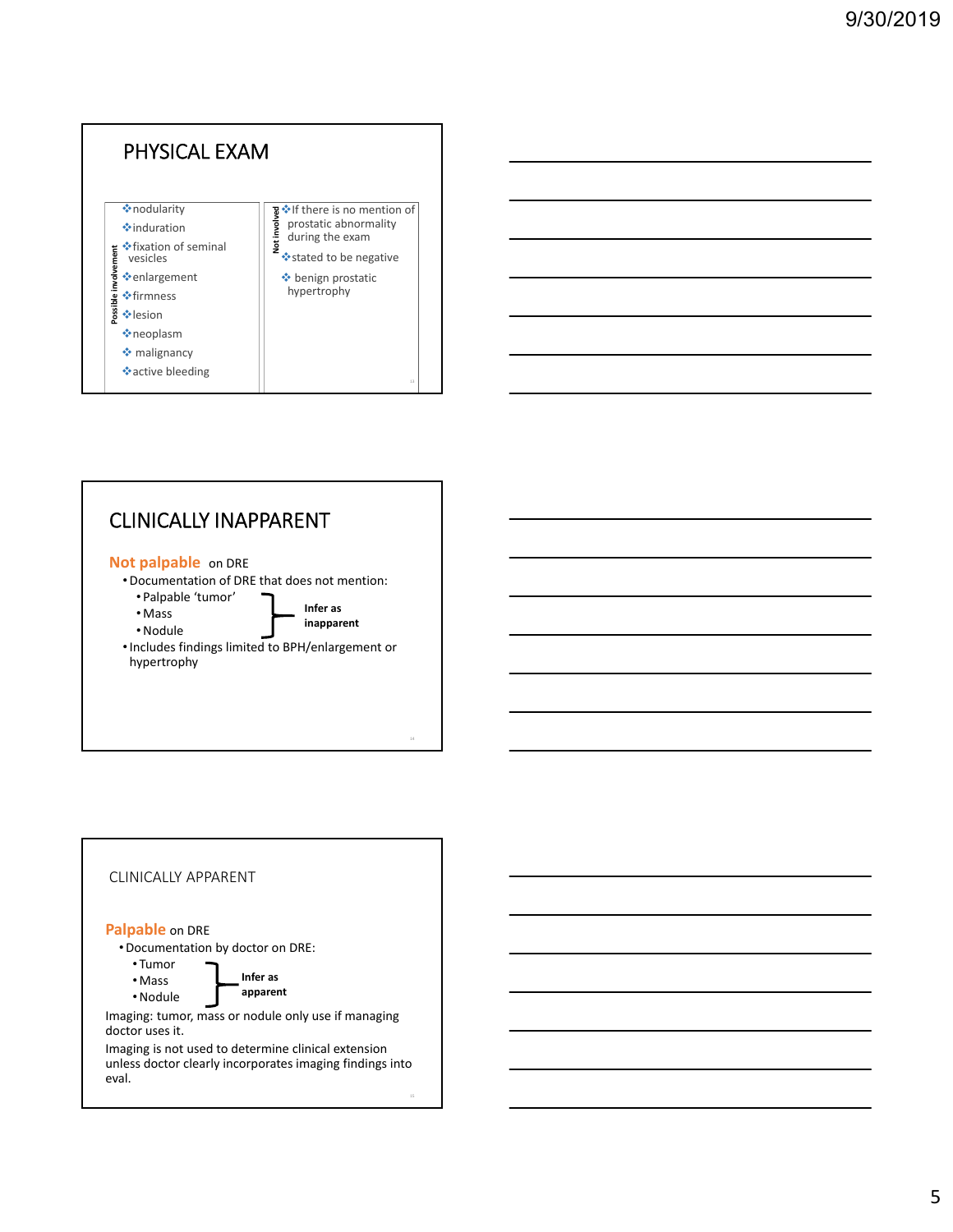## PHYSICAL EXAM

| Possible involvement | Not involved |
|---|---|
| ❖nodularity<br>❖induration<br>❖fixation of seminal vesicles<br>❖enlargement<br>❖firmness<br>❖lesion<br>❖neoplasm<br>❖ malignancy<br>❖active bleeding | ❖If there is no mention of prostatic abnormality during the exam<br>❖stated to be negative<br>❖ benign prostatic hypertrophy |

## CLINICALLY INAPPARENT

**Not palpable** on DRE

- Documentation of DRE that does not mention:
  - Palpable 'tumor'
  - Mass
  - Nodule

  } **Infer as inapparent**
- Includes findings limited to BPH/enlargement or hypertrophy

## CLINICALLY APPARENT

**Palpable** on DRE

- Documentation by doctor on DRE:
  - Tumor
  - Mass
  - Nodule

  } **Infer as apparent**

Imaging: tumor, mass or nodule only use if managing doctor uses it.

Imaging is not used to determine clinical extension unless doctor clearly incorporates imaging findings into eval.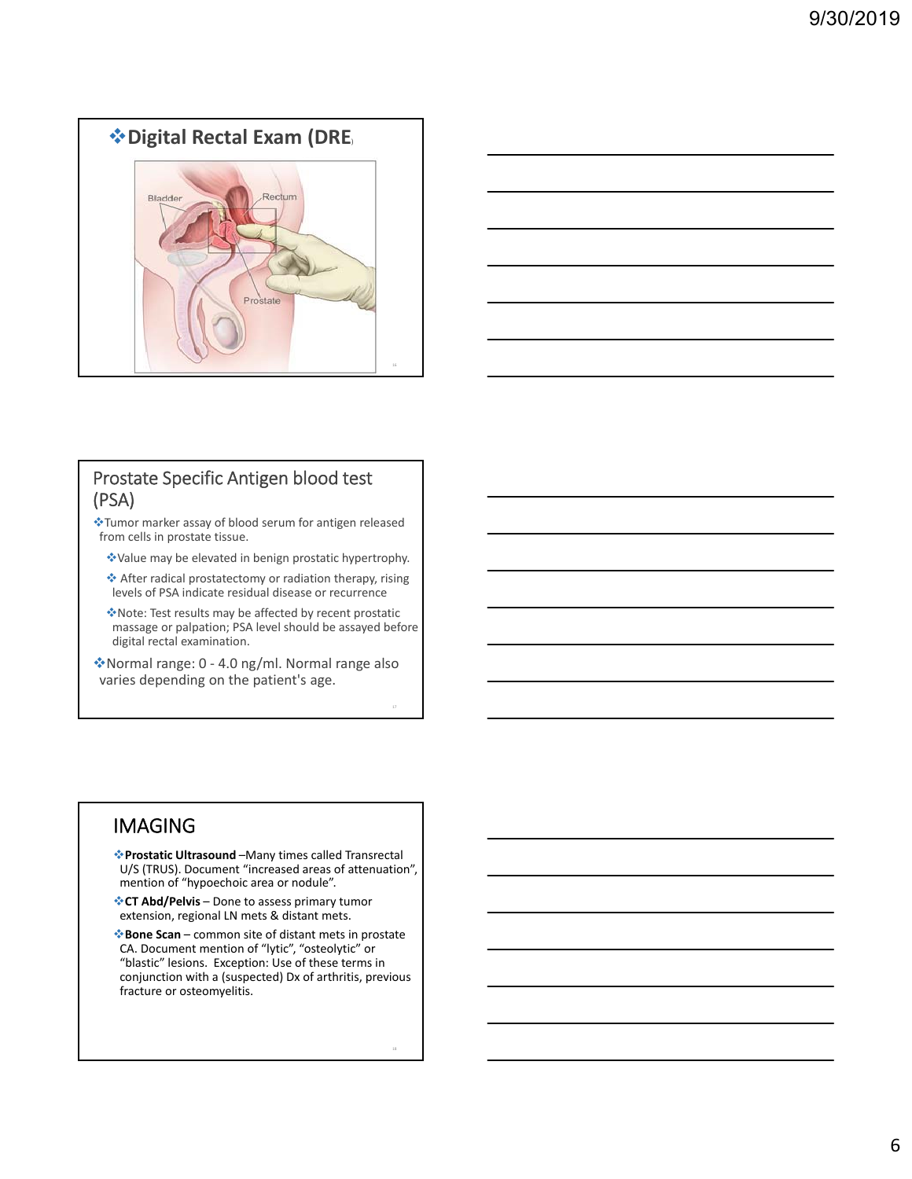## Digital Rectal Exam (DRE)

Bladder

Rectum

Prostate

## Prostate Specific Antigen blood test (PSA)

- Tumor marker assay of blood serum for antigen released from cells in prostate tissue.
  - Value may be elevated in benign prostatic hypertrophy.
  - After radical prostatectomy or radiation therapy, rising levels of PSA indicate residual disease or recurrence
  - Note: Test results may be affected by recent prostatic massage or palpation; PSA level should be assayed before digital rectal examination.
- Normal range: 0 - 4.0 ng/ml. Normal range also varies depending on the patient's age.

## IMAGING

- **Prostatic Ultrasound** –Many times called Transrectal U/S (TRUS). Document "increased areas of attenuation", mention of "hypoechoic area or nodule".
- **CT Abd/Pelvis** – Done to assess primary tumor extension, regional LN mets & distant mets.
- **Bone Scan** – common site of distant mets in prostate CA. Document mention of "lytic", "osteolytic" or "blastic" lesions. Exception: Use of these terms in conjunction with a (suspected) Dx of arthritis, previous fracture or osteomyelitis.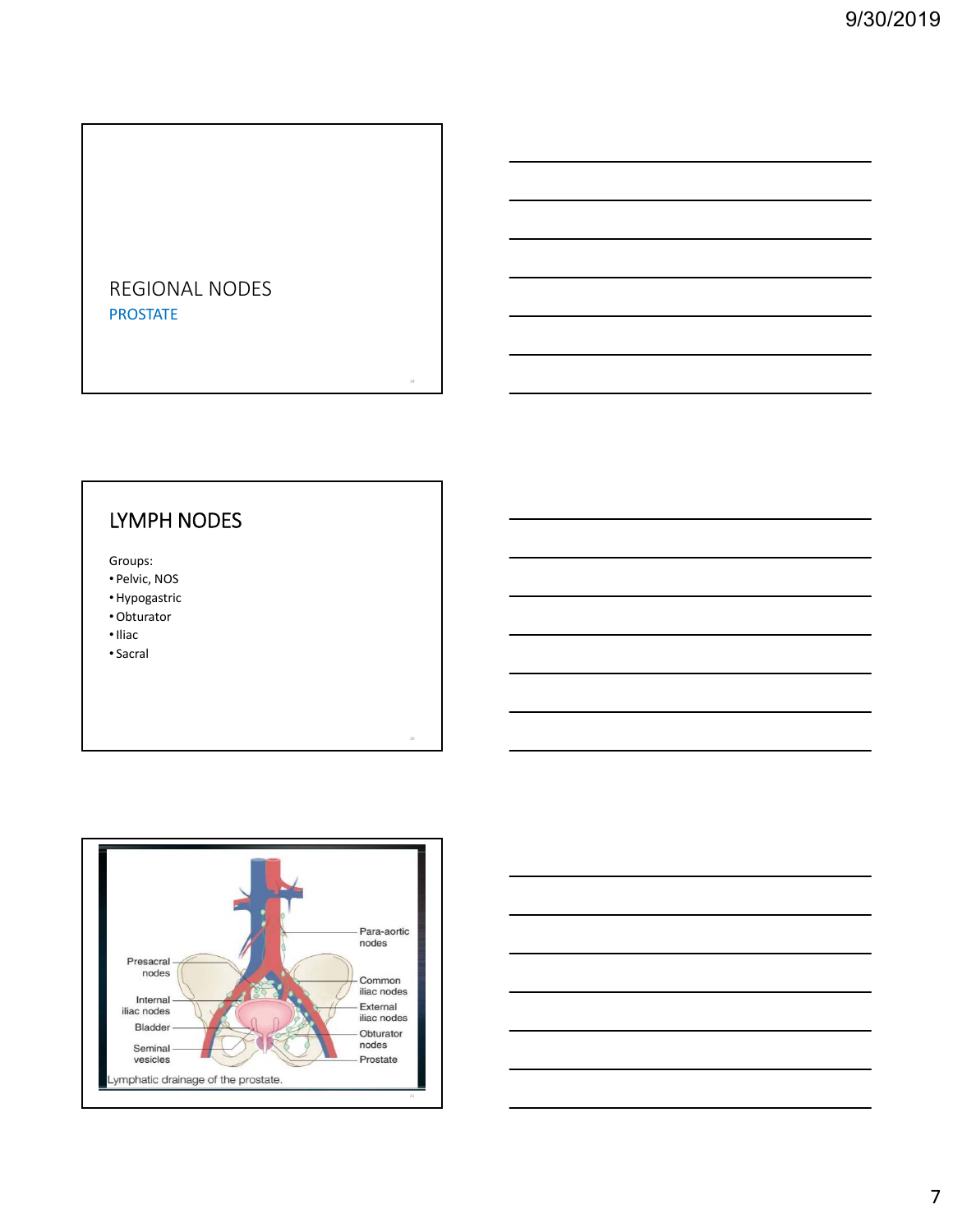## REGIONAL NODES

PROSTATE

## LYMPH NODES

Groups:

- Pelvic, NOS
- Hypogastric
- Obturator
- Iliac
- Sacral

Para-aortic nodes

Presacral nodes

Common iliac nodes

Internal iliac nodes

External iliac nodes

Bladder

Obturator nodes

Seminal vesicles

Prostate

Lymphatic drainage of the prostate.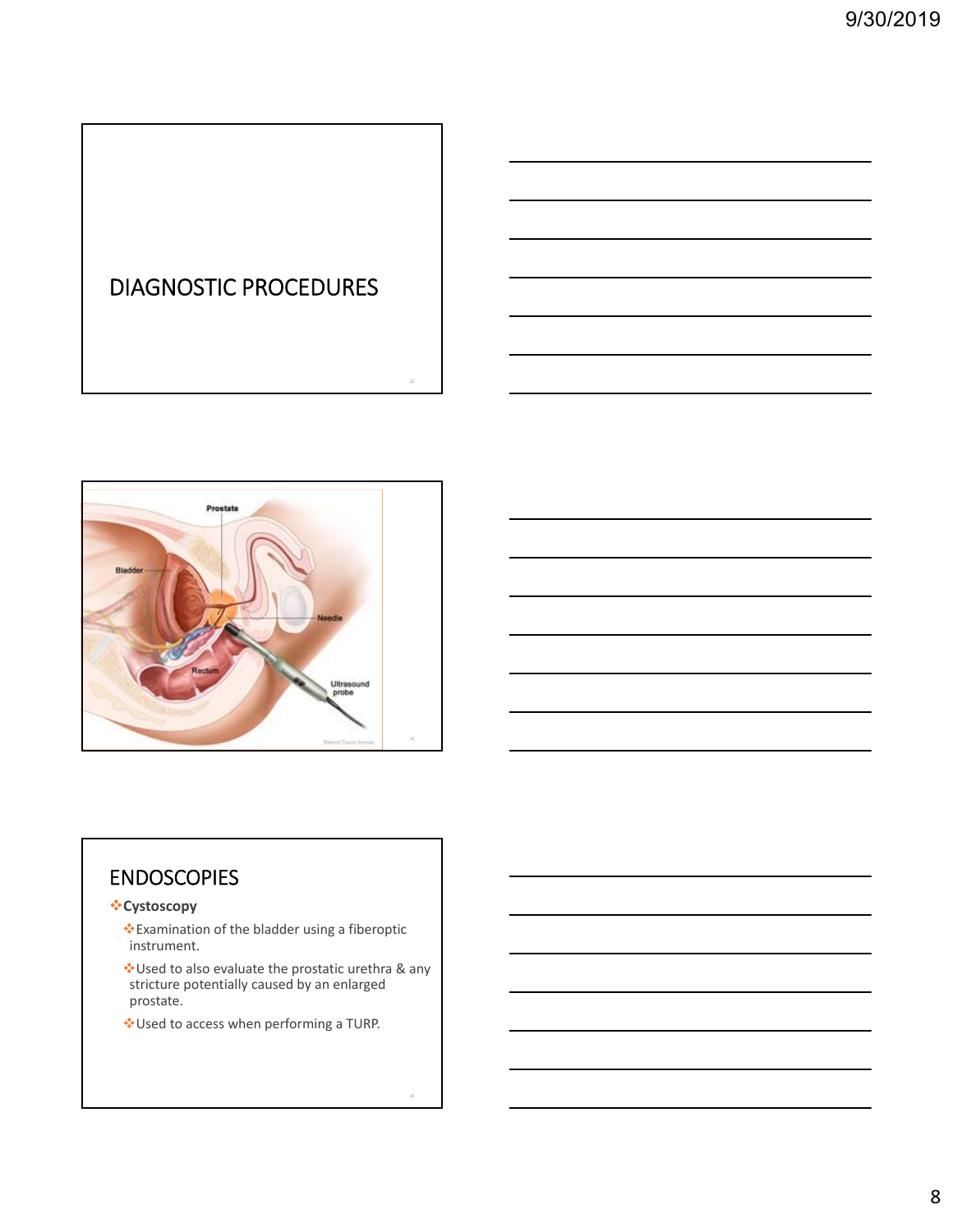# DIAGNOSTIC PROCEDURES

Prostate

Bladder

Needle

Rectum

Ultrasound probe

## ENDOSCOPIES

- **Cystoscopy**
  - Examination of the bladder using a fiberoptic instrument.
  - Used to also evaluate the prostatic urethra & any stricture potentially caused by an enlarged prostate.
  - Used to access when performing a TURP.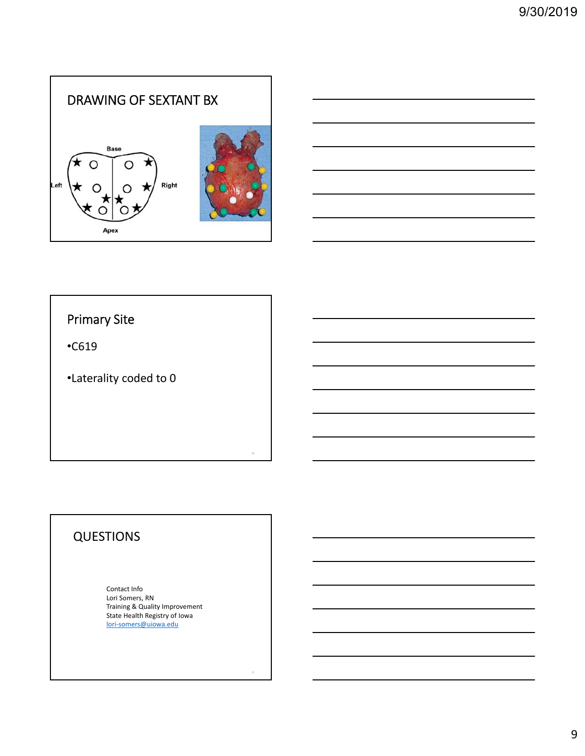## DRAWING OF SEXTANT BX

Base

Left

Right

Apex

## Primary Site

- C619
- Laterality coded to 0

## QUESTIONS

Contact Info
Lori Somers, RN
Training & Quality Improvement
State Health Registry of Iowa
lori-somers@uiowa.edu